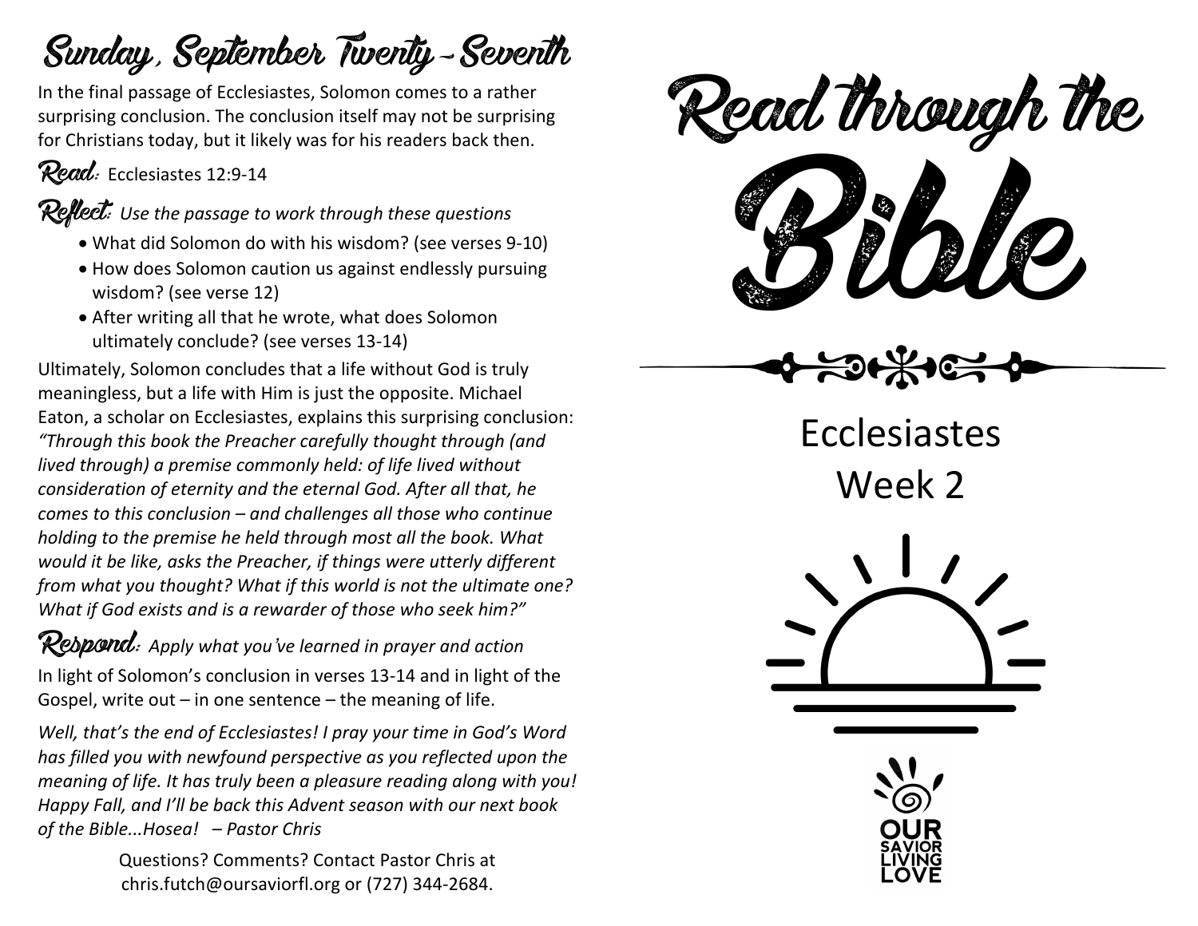## Sunday, September Twenty-Seventh

In the final passage of Ecclesiastes, Solomon comes to a rather surprising conclusion. The conclusion itself may not be surprising for Christians today, but it likely was for his readers back then.

**Read:** Ecclesiastes 12:9-14

**Reflect:** *Use the passage to work through these questions*

- What did Solomon do with his wisdom? (see verses 9-10)
- How does Solomon caution us against endlessly pursuing wisdom? (see verse 12)
- After writing all that he wrote, what does Solomon ultimately conclude? (see verses 13-14)

Ultimately, Solomon concludes that a life without God is truly meaningless, but a life with Him is just the opposite. Michael Eaton, a scholar on Ecclesiastes, explains this surprising conclusion: *"Through this book the Preacher carefully thought through (and lived through) a premise commonly held: of life lived without consideration of eternity and the eternal God. After all that, he comes to this conclusion – and challenges all those who continue holding to the premise he held through most all the book. What would it be like, asks the Preacher, if things were utterly different from what you thought? What if this world is not the ultimate one? What if God exists and is a rewarder of those who seek him?"*

**Respond:** *Apply what you've learned in prayer and action*

In light of Solomon's conclusion in verses 13-14 and in light of the Gospel, write out – in one sentence – the meaning of life.

*Well, that's the end of Ecclesiastes! I pray your time in God's Word has filled you with newfound perspective as you reflected upon the meaning of life. It has truly been a pleasure reading along with you! Happy Fall, and I'll be back this Advent season with our next book of the Bible...Hosea! – Pastor Chris*

Questions? Comments? Contact Pastor Chris at chris.futch@oursaviorfl.org or (727) 344-2684.

# Read through the Bible

## Ecclesiastes Week 2

OUR SAVIOR LIVING LOVE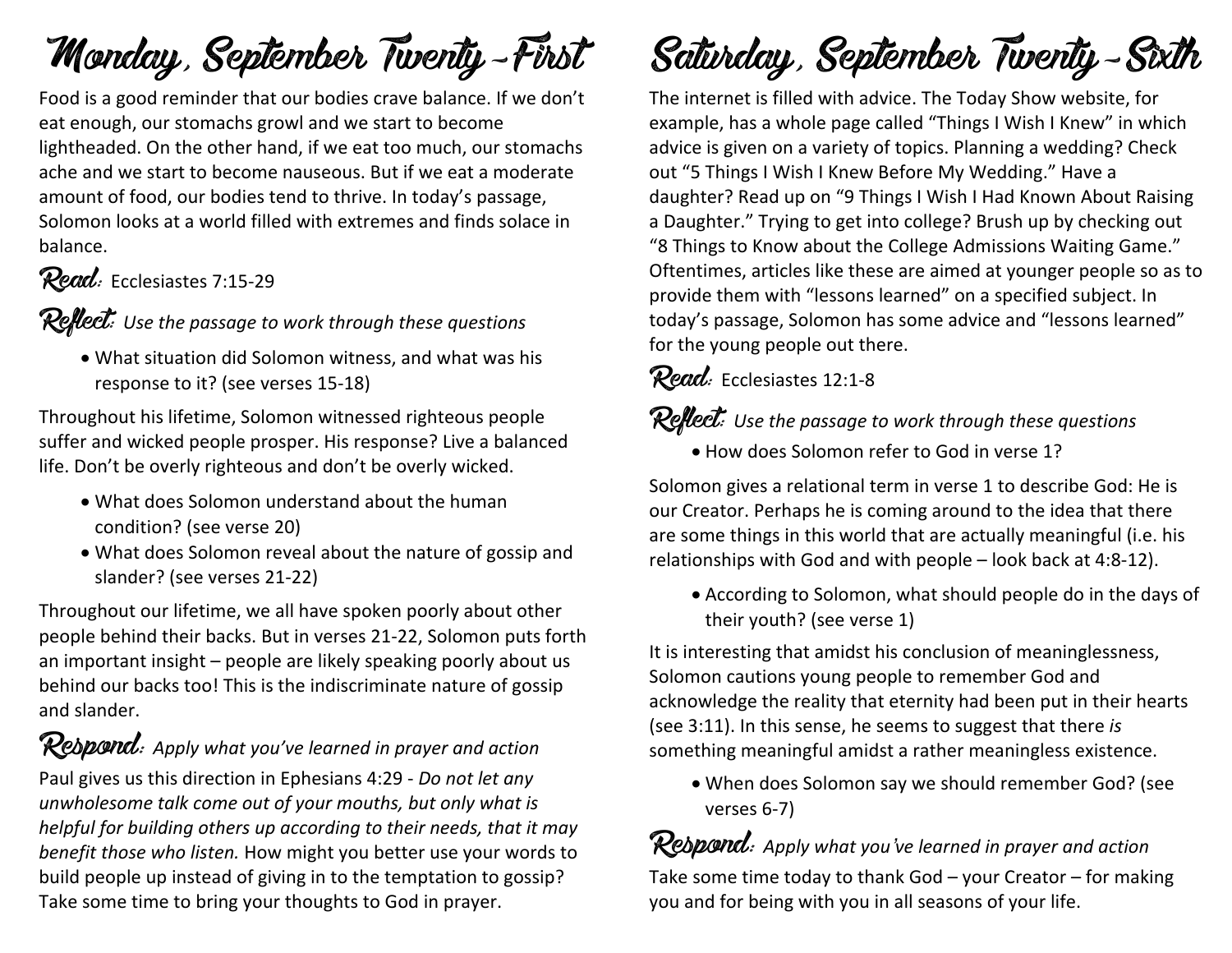# Monday, September Twenty-First

Food is a good reminder that our bodies crave balance. If we don't eat enough, our stomachs growl and we start to become lightheaded. On the other hand, if we eat too much, our stomachs ache and we start to become nauseous. But if we eat a moderate amount of food, our bodies tend to thrive. In today's passage, Solomon looks at a world filled with extremes and finds solace in balance.

**Read:** Ecclesiastes 7:15-29

**Reflect:** *Use the passage to work through these questions*

- What situation did Solomon witness, and what was his response to it? (see verses 15-18)

Throughout his lifetime, Solomon witnessed righteous people suffer and wicked people prosper. His response? Live a balanced life. Don't be overly righteous and don't be overly wicked.

- What does Solomon understand about the human condition? (see verse 20)
- What does Solomon reveal about the nature of gossip and slander? (see verses 21-22)

Throughout our lifetime, we all have spoken poorly about other people behind their backs. But in verses 21-22, Solomon puts forth an important insight – people are likely speaking poorly about us behind our backs too! This is the indiscriminate nature of gossip and slander.

**Respond:** *Apply what you've learned in prayer and action*

Paul gives us this direction in Ephesians 4:29 - *Do not let any unwholesome talk come out of your mouths, but only what is helpful for building others up according to their needs, that it may benefit those who listen.* How might you better use your words to build people up instead of giving in to the temptation to gossip? Take some time to bring your thoughts to God in prayer.

# Saturday, September Twenty-Sixth

The internet is filled with advice. The Today Show website, for example, has a whole page called "Things I Wish I Knew" in which advice is given on a variety of topics. Planning a wedding? Check out "5 Things I Wish I Knew Before My Wedding." Have a daughter? Read up on "9 Things I Wish I Had Known About Raising a Daughter." Trying to get into college? Brush up by checking out "8 Things to Know about the College Admissions Waiting Game." Oftentimes, articles like these are aimed at younger people so as to provide them with "lessons learned" on a specified subject. In today's passage, Solomon has some advice and "lessons learned" for the young people out there.

**Read:** Ecclesiastes 12:1-8

**Reflect:** *Use the passage to work through these questions*

- How does Solomon refer to God in verse 1?

Solomon gives a relational term in verse 1 to describe God: He is our Creator. Perhaps he is coming around to the idea that there are some things in this world that are actually meaningful (i.e. his relationships with God and with people – look back at 4:8-12).

- According to Solomon, what should people do in the days of their youth? (see verse 1)

It is interesting that amidst his conclusion of meaninglessness, Solomon cautions young people to remember God and acknowledge the reality that eternity had been put in their hearts (see 3:11). In this sense, he seems to suggest that there *is* something meaningful amidst a rather meaningless existence.

- When does Solomon say we should remember God? (see verses 6-7)

**Respond:** *Apply what you've learned in prayer and action*

Take some time today to thank God – your Creator – for making you and for being with you in all seasons of your life.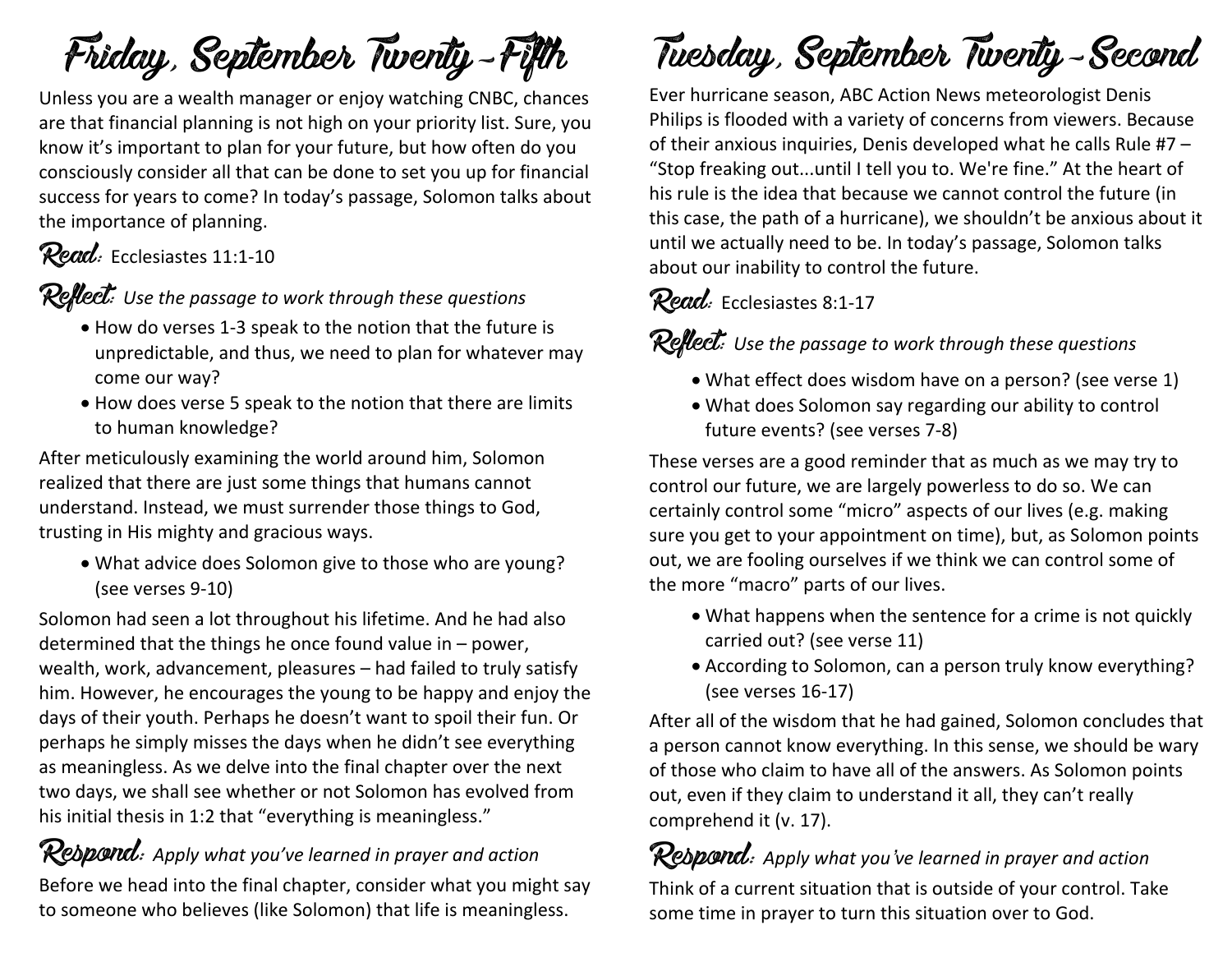# Friday, September Twenty-Fifth

Unless you are a wealth manager or enjoy watching CNBC, chances are that financial planning is not high on your priority list. Sure, you know it's important to plan for your future, but how often do you consciously consider all that can be done to set you up for financial success for years to come? In today's passage, Solomon talks about the importance of planning.

**Read:** Ecclesiastes 11:1-10

**Reflect:** *Use the passage to work through these questions*

- How do verses 1-3 speak to the notion that the future is unpredictable, and thus, we need to plan for whatever may come our way?
- How does verse 5 speak to the notion that there are limits to human knowledge?

After meticulously examining the world around him, Solomon realized that there are just some things that humans cannot understand. Instead, we must surrender those things to God, trusting in His mighty and gracious ways.

- What advice does Solomon give to those who are young? (see verses 9-10)

Solomon had seen a lot throughout his lifetime. And he had also determined that the things he once found value in – power, wealth, work, advancement, pleasures – had failed to truly satisfy him. However, he encourages the young to be happy and enjoy the days of their youth. Perhaps he doesn't want to spoil their fun. Or perhaps he simply misses the days when he didn't see everything as meaningless. As we delve into the final chapter over the next two days, we shall see whether or not Solomon has evolved from his initial thesis in 1:2 that "everything is meaningless."

**Respond:** *Apply what you've learned in prayer and action*

Before we head into the final chapter, consider what you might say to someone who believes (like Solomon) that life is meaningless.

# Tuesday, September Twenty-Second

Ever hurricane season, ABC Action News meteorologist Denis Philips is flooded with a variety of concerns from viewers. Because of their anxious inquiries, Denis developed what he calls Rule #7 – "Stop freaking out...until I tell you to. We're fine." At the heart of his rule is the idea that because we cannot control the future (in this case, the path of a hurricane), we shouldn't be anxious about it until we actually need to be. In today's passage, Solomon talks about our inability to control the future.

**Read:** Ecclesiastes 8:1-17

**Reflect:** *Use the passage to work through these questions*

- What effect does wisdom have on a person? (see verse 1)
- What does Solomon say regarding our ability to control future events? (see verses 7-8)

These verses are a good reminder that as much as we may try to control our future, we are largely powerless to do so. We can certainly control some "micro" aspects of our lives (e.g. making sure you get to your appointment on time), but, as Solomon points out, we are fooling ourselves if we think we can control some of the more "macro" parts of our lives.

- What happens when the sentence for a crime is not quickly carried out? (see verse 11)
- According to Solomon, can a person truly know everything? (see verses 16-17)

After all of the wisdom that he had gained, Solomon concludes that a person cannot know everything. In this sense, we should be wary of those who claim to have all of the answers. As Solomon points out, even if they claim to understand it all, they can't really comprehend it (v. 17).

**Respond:** *Apply what you've learned in prayer and action*

Think of a current situation that is outside of your control. Take some time in prayer to turn this situation over to God.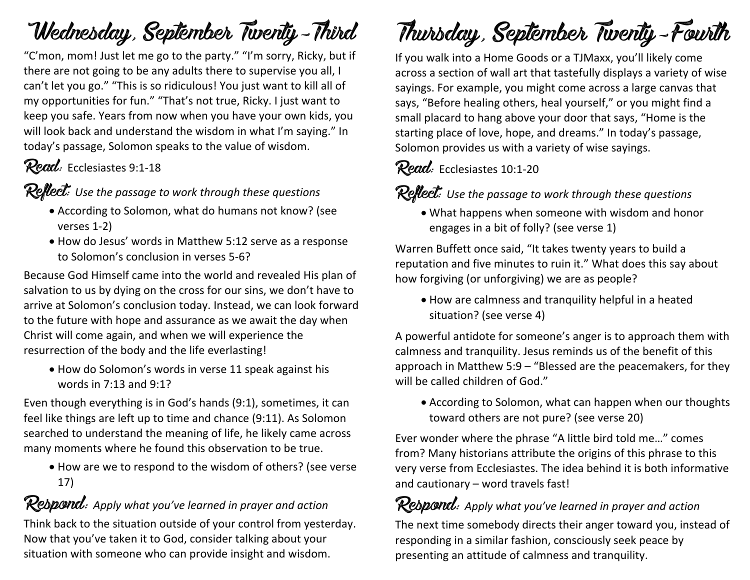# Wednesday, September Twenty-Third

"C'mon, mom! Just let me go to the party." "I'm sorry, Ricky, but if there are not going to be any adults there to supervise you all, I can't let you go." "This is so ridiculous! You just want to kill all of my opportunities for fun." "That's not true, Ricky. I just want to keep you safe. Years from now when you have your own kids, you will look back and understand the wisdom in what I'm saying." In today's passage, Solomon speaks to the value of wisdom.

**Read:** Ecclesiastes 9:1-18

**Reflect:** *Use the passage to work through these questions*

- According to Solomon, what do humans not know? (see verses 1-2)
- How do Jesus' words in Matthew 5:12 serve as a response to Solomon's conclusion in verses 5-6?

Because God Himself came into the world and revealed His plan of salvation to us by dying on the cross for our sins, we don't have to arrive at Solomon's conclusion today. Instead, we can look forward to the future with hope and assurance as we await the day when Christ will come again, and when we will experience the resurrection of the body and the life everlasting!

- How do Solomon's words in verse 11 speak against his words in 7:13 and 9:1?

Even though everything is in God's hands (9:1), sometimes, it can feel like things are left up to time and chance (9:11). As Solomon searched to understand the meaning of life, he likely came across many moments where he found this observation to be true.

- How are we to respond to the wisdom of others? (see verse 17)

**Respond:** *Apply what you've learned in prayer and action*

Think back to the situation outside of your control from yesterday. Now that you've taken it to God, consider talking about your situation with someone who can provide insight and wisdom.

# Thursday, September Twenty-Fourth

If you walk into a Home Goods or a TJMaxx, you'll likely come across a section of wall art that tastefully displays a variety of wise sayings. For example, you might come across a large canvas that says, "Before healing others, heal yourself," or you might find a small placard to hang above your door that says, "Home is the starting place of love, hope, and dreams." In today's passage, Solomon provides us with a variety of wise sayings.

**Read:** Ecclesiastes 10:1-20

**Reflect:** *Use the passage to work through these questions*

- What happens when someone with wisdom and honor engages in a bit of folly? (see verse 1)

Warren Buffett once said, "It takes twenty years to build a reputation and five minutes to ruin it." What does this say about how forgiving (or unforgiving) we are as people?

- How are calmness and tranquility helpful in a heated situation? (see verse 4)

A powerful antidote for someone's anger is to approach them with calmness and tranquility. Jesus reminds us of the benefit of this approach in Matthew 5:9 – "Blessed are the peacemakers, for they will be called children of God."

- According to Solomon, what can happen when our thoughts toward others are not pure? (see verse 20)

Ever wonder where the phrase "A little bird told me…" comes from? Many historians attribute the origins of this phrase to this very verse from Ecclesiastes. The idea behind it is both informative and cautionary – word travels fast!

**Respond:** *Apply what you've learned in prayer and action*

The next time somebody directs their anger toward you, instead of responding in a similar fashion, consciously seek peace by presenting an attitude of calmness and tranquility.